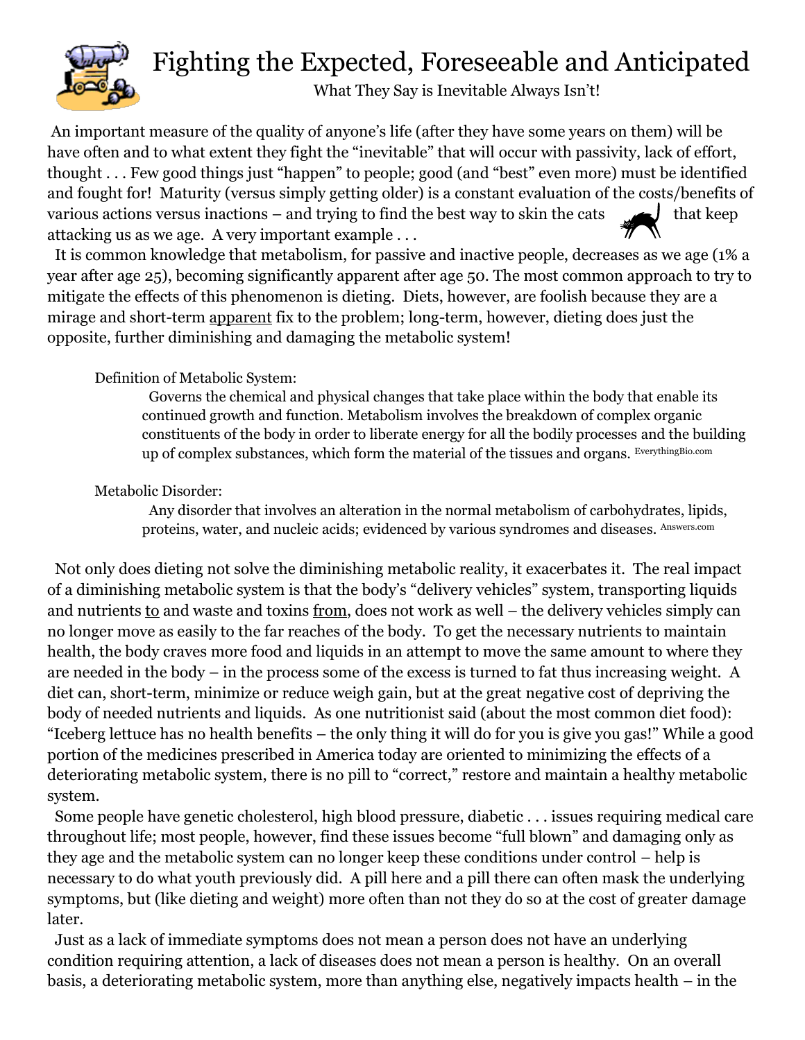# Fighting the Expected, Foreseeable and Anticipated

What They Say is Inevitable Always Isn't!

An important measure of the quality of anyone's life (after they have some years on them) will be have often and to what extent they fight the "inevitable" that will occur with passivity, lack of effort, thought . . . Few good things just "happen" to people; good (and "best" even more) must be identified and fought for! Maturity (versus simply getting older) is a constant evaluation of the costs/benefits of various actions versus inactions – and trying to find the best way to skin the cats that keep attacking us as we age. A very important example . . .

It is common knowledge that metabolism, for passive and inactive people, decreases as we age (1% a year after age 25), becoming significantly apparent after age 50. The most common approach to try to mitigate the effects of this phenomenon is dieting. Diets, however, are foolish because they are a mirage and short-term apparent fix to the problem; long-term, however, dieting does just the opposite, further diminishing and damaging the metabolic system!

> Definition of Metabolic System:
>
> Governs the chemical and physical changes that take place within the body that enable its continued growth and function. Metabolism involves the breakdown of complex organic constituents of the body in order to liberate energy for all the bodily processes and the building up of complex substances, which form the material of the tissues and organs. EverythingBio.com
>
> Metabolic Disorder:
>
> Any disorder that involves an alteration in the normal metabolism of carbohydrates, lipids, proteins, water, and nucleic acids; evidenced by various syndromes and diseases. Answers.com

Not only does dieting not solve the diminishing metabolic reality, it exacerbates it. The real impact of a diminishing metabolic system is that the body's "delivery vehicles" system, transporting liquids and nutrients to and waste and toxins from, does not work as well – the delivery vehicles simply can no longer move as easily to the far reaches of the body. To get the necessary nutrients to maintain health, the body craves more food and liquids in an attempt to move the same amount to where they are needed in the body – in the process some of the excess is turned to fat thus increasing weight. A diet can, short-term, minimize or reduce weigh gain, but at the great negative cost of depriving the body of needed nutrients and liquids. As one nutritionist said (about the most common diet food): "Iceberg lettuce has no health benefits – the only thing it will do for you is give you gas!" While a good portion of the medicines prescribed in America today are oriented to minimizing the effects of a deteriorating metabolic system, there is no pill to "correct," restore and maintain a healthy metabolic system.

Some people have genetic cholesterol, high blood pressure, diabetic . . . issues requiring medical care throughout life; most people, however, find these issues become "full blown" and damaging only as they age and the metabolic system can no longer keep these conditions under control – help is necessary to do what youth previously did. A pill here and a pill there can often mask the underlying symptoms, but (like dieting and weight) more often than not they do so at the cost of greater damage later.

Just as a lack of immediate symptoms does not mean a person does not have an underlying condition requiring attention, a lack of diseases does not mean a person is healthy. On an overall basis, a deteriorating metabolic system, more than anything else, negatively impacts health – in the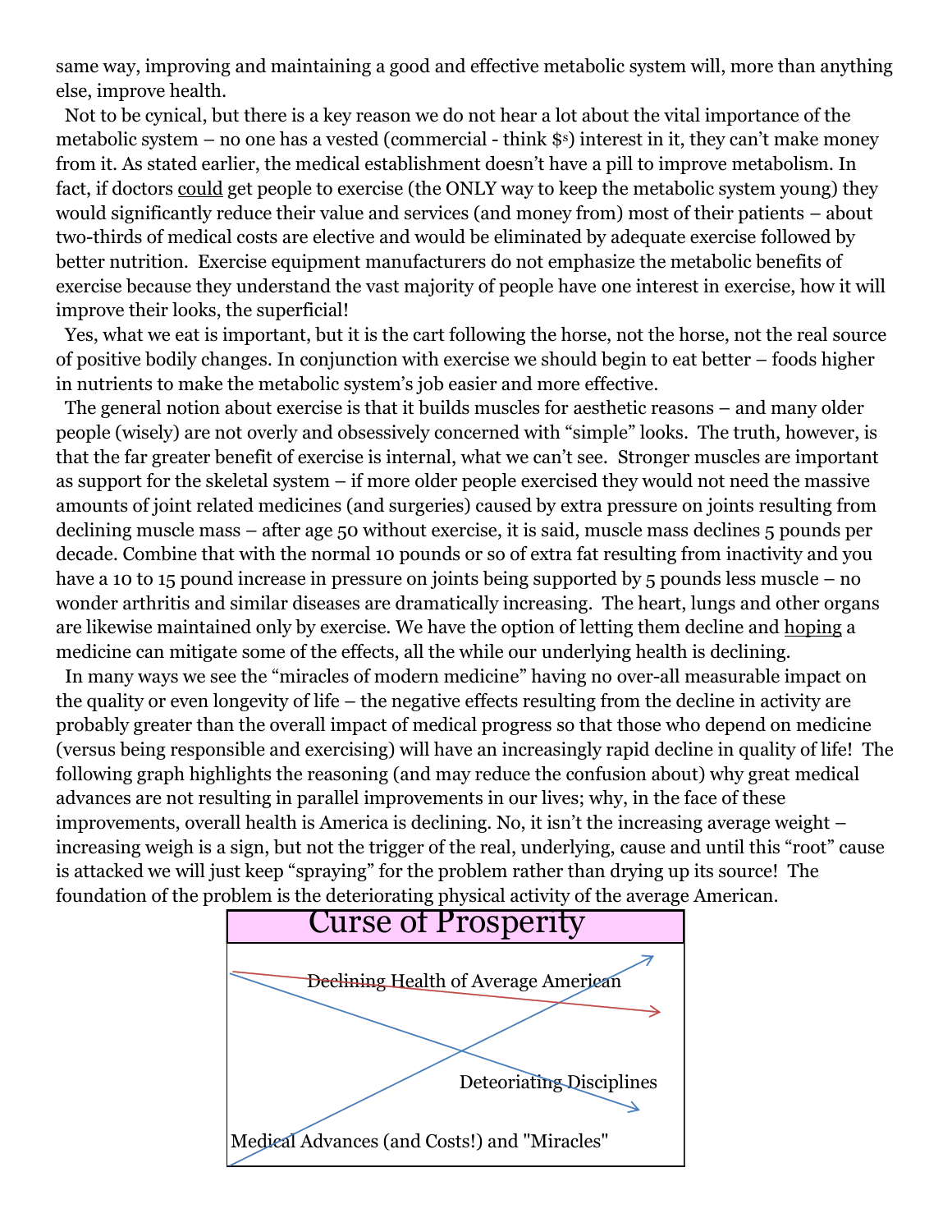same way, improving and maintaining a good and effective metabolic system will, more than anything else, improve health.

Not to be cynical, but there is a key reason we do not hear a lot about the vital importance of the metabolic system – no one has a vested (commercial - think $s) interest in it, they can't make money from it. As stated earlier, the medical establishment doesn't have a pill to improve metabolism. In fact, if doctors could get people to exercise (the ONLY way to keep the metabolic system young) they would significantly reduce their value and services (and money from) most of their patients – about two-thirds of medical costs are elective and would be eliminated by adequate exercise followed by better nutrition. Exercise equipment manufacturers do not emphasize the metabolic benefits of exercise because they understand the vast majority of people have one interest in exercise, how it will improve their looks, the superficial!

Yes, what we eat is important, but it is the cart following the horse, not the horse, not the real source of positive bodily changes. In conjunction with exercise we should begin to eat better – foods higher in nutrients to make the metabolic system's job easier and more effective.

The general notion about exercise is that it builds muscles for aesthetic reasons – and many older people (wisely) are not overly and obsessively concerned with "simple" looks. The truth, however, is that the far greater benefit of exercise is internal, what we can't see. Stronger muscles are important as support for the skeletal system – if more older people exercised they would not need the massive amounts of joint related medicines (and surgeries) caused by extra pressure on joints resulting from declining muscle mass – after age 50 without exercise, it is said, muscle mass declines 5 pounds per decade. Combine that with the normal 10 pounds or so of extra fat resulting from inactivity and you have a 10 to 15 pound increase in pressure on joints being supported by 5 pounds less muscle – no wonder arthritis and similar diseases are dramatically increasing. The heart, lungs and other organs are likewise maintained only by exercise. We have the option of letting them decline and hoping a medicine can mitigate some of the effects, all the while our underlying health is declining.

In many ways we see the "miracles of modern medicine" having no over-all measurable impact on the quality or even longevity of life – the negative effects resulting from the decline in activity are probably greater than the overall impact of medical progress so that those who depend on medicine (versus being responsible and exercising) will have an increasingly rapid decline in quality of life! The following graph highlights the reasoning (and may reduce the confusion about) why great medical advances are not resulting in parallel improvements in our lives; why, in the face of these improvements, overall health is America is declining. No, it isn't the increasing average weight – increasing weigh is a sign, but not the trigger of the real, underlying, cause and until this "root" cause is attacked we will just keep "spraying" for the problem rather than drying up its source! The foundation of the problem is the deteriorating physical activity of the average American.

**Curse of Prosperity**

Declining Health of Average American

Deteoriating Disciplines

Medical Advances (and Costs!) and "Miracles"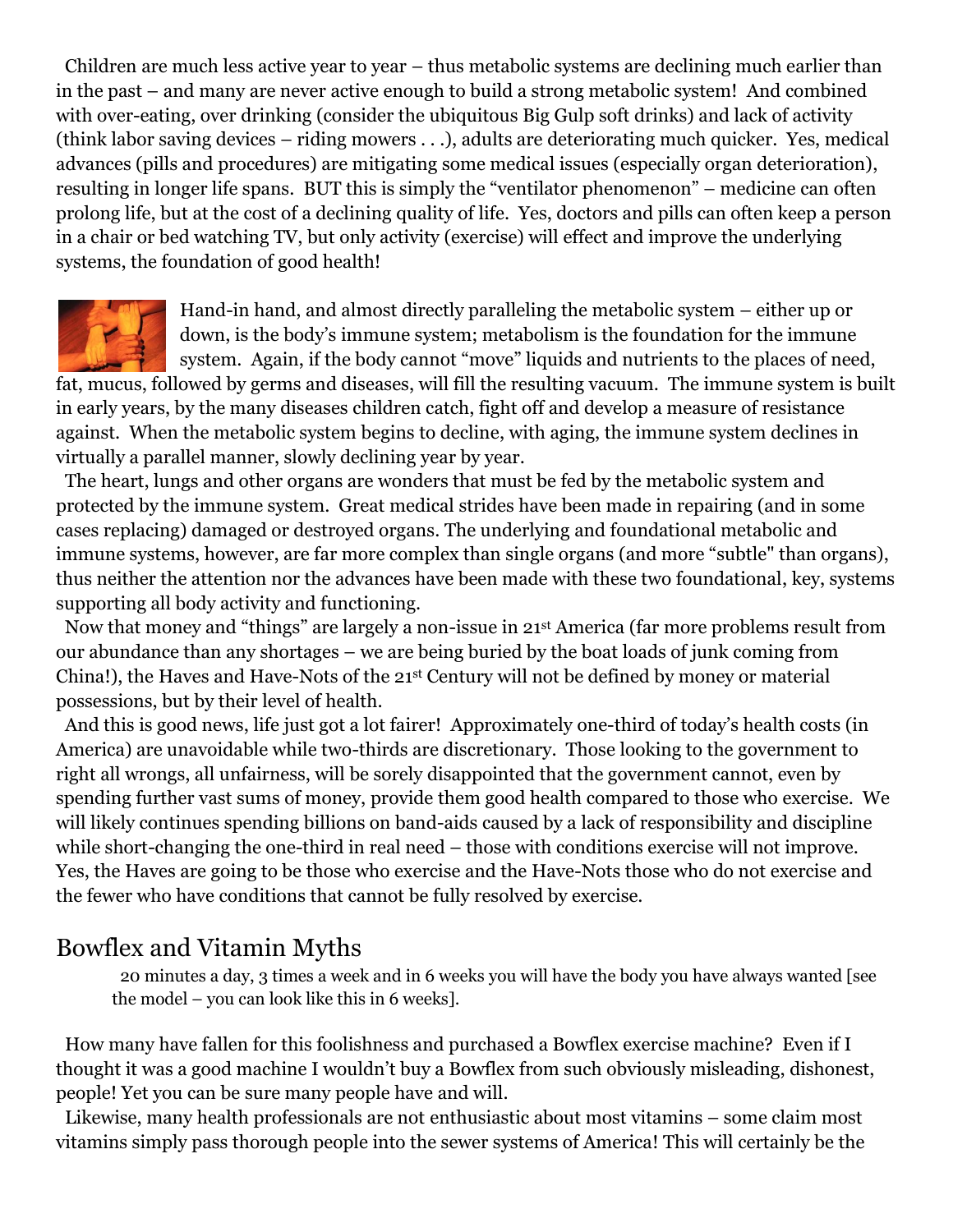Children are much less active year to year – thus metabolic systems are declining much earlier than in the past – and many are never active enough to build a strong metabolic system! And combined with over-eating, over drinking (consider the ubiquitous Big Gulp soft drinks) and lack of activity (think labor saving devices – riding mowers . . .), adults are deteriorating much quicker. Yes, medical advances (pills and procedures) are mitigating some medical issues (especially organ deterioration), resulting in longer life spans. BUT this is simply the "ventilator phenomenon" – medicine can often prolong life, but at the cost of a declining quality of life. Yes, doctors and pills can often keep a person in a chair or bed watching TV, but only activity (exercise) will effect and improve the underlying systems, the foundation of good health!

Hand-in hand, and almost directly paralleling the metabolic system – either up or down, is the body's immune system; metabolism is the foundation for the immune system. Again, if the body cannot "move" liquids and nutrients to the places of need, fat, mucus, followed by germs and diseases, will fill the resulting vacuum. The immune system is built in early years, by the many diseases children catch, fight off and develop a measure of resistance against. When the metabolic system begins to decline, with aging, the immune system declines in virtually a parallel manner, slowly declining year by year.

The heart, lungs and other organs are wonders that must be fed by the metabolic system and protected by the immune system. Great medical strides have been made in repairing (and in some cases replacing) damaged or destroyed organs. The underlying and foundational metabolic and immune systems, however, are far more complex than single organs (and more "subtle" than organs), thus neither the attention nor the advances have been made with these two foundational, key, systems supporting all body activity and functioning.

Now that money and "things" are largely a non-issue in 21st America (far more problems result from our abundance than any shortages – we are being buried by the boat loads of junk coming from China!), the Haves and Have-Nots of the 21st Century will not be defined by money or material possessions, but by their level of health.

And this is good news, life just got a lot fairer! Approximately one-third of today's health costs (in America) are unavoidable while two-thirds are discretionary. Those looking to the government to right all wrongs, all unfairness, will be sorely disappointed that the government cannot, even by spending further vast sums of money, provide them good health compared to those who exercise. We will likely continues spending billions on band-aids caused by a lack of responsibility and discipline while short-changing the one-third in real need – those with conditions exercise will not improve. Yes, the Haves are going to be those who exercise and the Have-Nots those who do not exercise and the fewer who have conditions that cannot be fully resolved by exercise.

## Bowflex and Vitamin Myths

> 20 minutes a day, 3 times a week and in 6 weeks you will have the body you have always wanted [see the model – you can look like this in 6 weeks].

How many have fallen for this foolishness and purchased a Bowflex exercise machine? Even if I thought it was a good machine I wouldn't buy a Bowflex from such obviously misleading, dishonest, people! Yet you can be sure many people have and will.

Likewise, many health professionals are not enthusiastic about most vitamins – some claim most vitamins simply pass thorough people into the sewer systems of America! This will certainly be the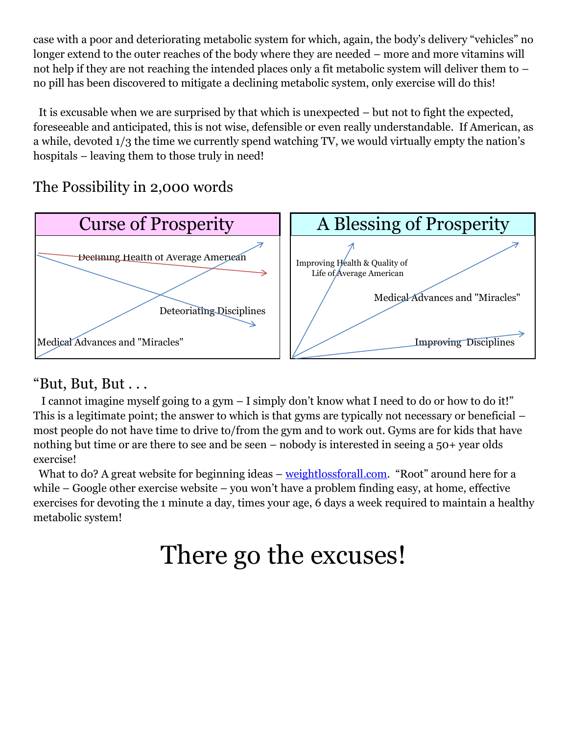case with a poor and deteriorating metabolic system for which, again, the body's delivery "vehicles" no longer extend to the outer reaches of the body where they are needed – more and more vitamins will not help if they are not reaching the intended places only a fit metabolic system will deliver them to – no pill has been discovered to mitigate a declining metabolic system, only exercise will do this!

It is excusable when we are surprised by that which is unexpected – but not to fight the expected, foreseeable and anticipated, this is not wise, defensible or even really understandable. If American, as a while, devoted 1/3 the time we currently spend watching TV, we would virtually empty the nation's hospitals – leaving them to those truly in need!

## The Possibility in 2,000 words

Curse of Prosperity

Declining Health of Average American

Deteoriating Disciplines

Medical Advances and "Miracles"

A Blessing of Prosperity

Improving Health & Quality of Life of Average American

Medical Advances and "Miracles"

Improving Disciplines

## "But, But, But . . .

I cannot imagine myself going to a gym – I simply don't know what I need to do or how to do it!" This is a legitimate point; the answer to which is that gyms are typically not necessary or beneficial – most people do not have time to drive to/from the gym and to work out. Gyms are for kids that have nothing but time or are there to see and be seen – nobody is interested in seeing a 50+ year olds exercise!

What to do? A great website for beginning ideas – weightlossforall.com. "Root" around here for a while – Google other exercise website – you won't have a problem finding easy, at home, effective exercises for devoting the 1 minute a day, times your age, 6 days a week required to maintain a healthy metabolic system!

# There go the excuses!